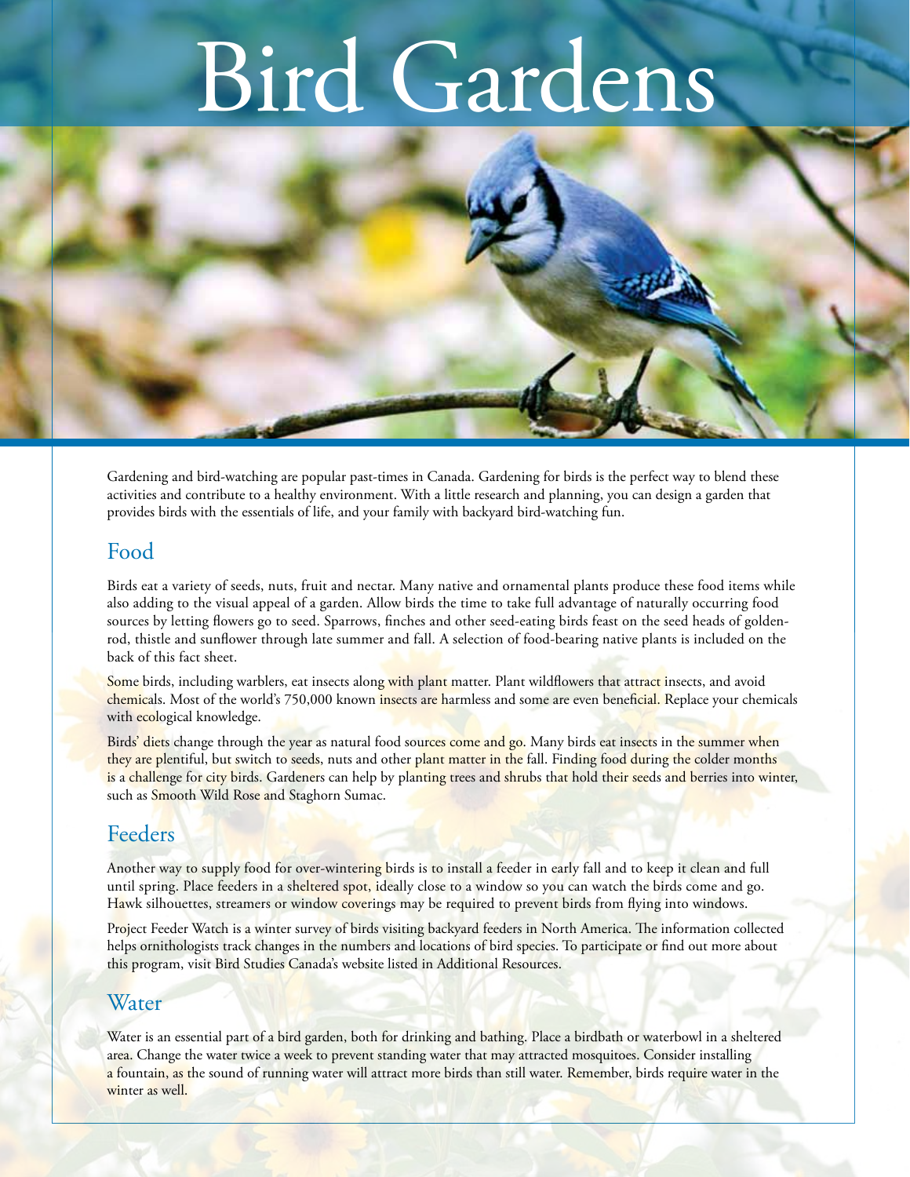# Bird Gardens

Gardening and bird-watching are popular past-times in Canada. Gardening for birds is the perfect way to blend these activities and contribute to a healthy environment. With a little research and planning, you can design a garden that provides birds with the essentials of life, and your family with backyard bird-watching fun.

## Food

Birds eat a variety of seeds, nuts, fruit and nectar. Many native and ornamental plants produce these food items while also adding to the visual appeal of a garden. Allow birds the time to take full advantage of naturally occurring food sources by letting flowers go to seed. Sparrows, finches and other seed-eating birds feast on the seed heads of goldenrod, thistle and sunflower through late summer and fall. A selection of food-bearing native plants is included on the back of this fact sheet.

Some birds, including warblers, eat insects along with plant matter. Plant wildflowers that attract insects, and avoid chemicals. Most of the world's 750,000 known insects are harmless and some are even beneficial. Replace your chemicals with ecological knowledge.

Birds' diets change through the year as natural food sources come and go. Many birds eat insects in the summer when they are plentiful, but switch to seeds, nuts and other plant matter in the fall. Finding food during the colder months is a challenge for city birds. Gardeners can help by planting trees and shrubs that hold their seeds and berries into winter, such as Smooth Wild Rose and Staghorn Sumac.

## Feeders

Another way to supply food for over-wintering birds is to install a feeder in early fall and to keep it clean and full until spring. Place feeders in a sheltered spot, ideally close to a window so you can watch the birds come and go. Hawk silhouettes, streamers or window coverings may be required to prevent birds from flying into windows.

Project Feeder Watch is a winter survey of birds visiting backyard feeders in North America. The information collected helps ornithologists track changes in the numbers and locations of bird species. To participate or find out more about this program, visit Bird Studies Canada's website listed in Additional Resources.

## Water

Water is an essential part of a bird garden, both for drinking and bathing. Place a birdbath or waterbowl in a sheltered area. Change the water twice a week to prevent standing water that may attracted mosquitoes. Consider installing a fountain, as the sound of running water will attract more birds than still water. Remember, birds require water in the winter as well.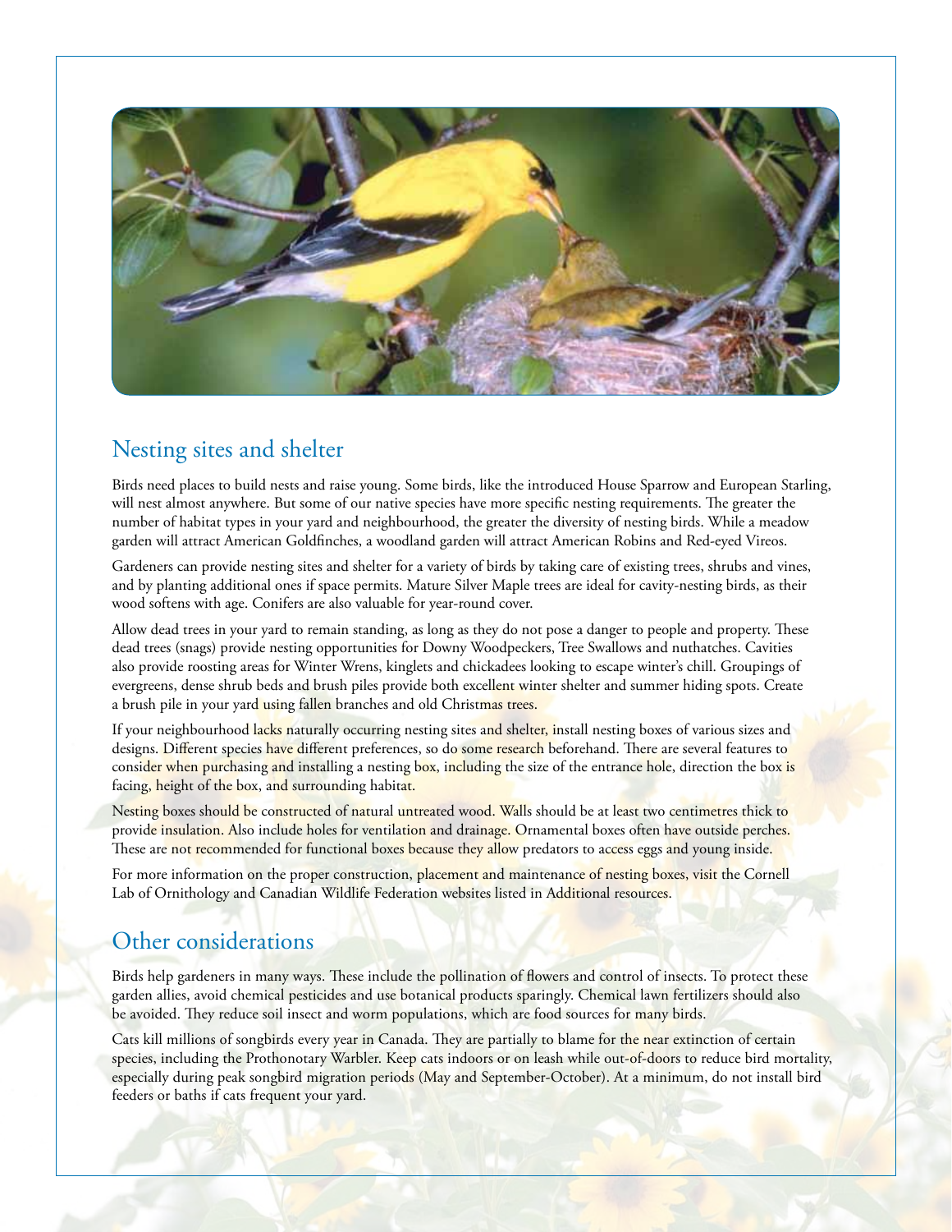## Nesting sites and shelter

Birds need places to build nests and raise young. Some birds, like the introduced House Sparrow and European Starling, will nest almost anywhere. But some of our native species have more specific nesting requirements. The greater the number of habitat types in your yard and neighbourhood, the greater the diversity of nesting birds. While a meadow garden will attract American Goldfinches, a woodland garden will attract American Robins and Red-eyed Vireos.

Gardeners can provide nesting sites and shelter for a variety of birds by taking care of existing trees, shrubs and vines, and by planting additional ones if space permits. Mature Silver Maple trees are ideal for cavity-nesting birds, as their wood softens with age. Conifers are also valuable for year-round cover.

Allow dead trees in your yard to remain standing, as long as they do not pose a danger to people and property. These dead trees (snags) provide nesting opportunities for Downy Woodpeckers, Tree Swallows and nuthatches. Cavities also provide roosting areas for Winter Wrens, kinglets and chickadees looking to escape winter's chill. Groupings of evergreens, dense shrub beds and brush piles provide both excellent winter shelter and summer hiding spots. Create a brush pile in your yard using fallen branches and old Christmas trees.

If your neighbourhood lacks naturally occurring nesting sites and shelter, install nesting boxes of various sizes and designs. Different species have different preferences, so do some research beforehand. There are several features to consider when purchasing and installing a nesting box, including the size of the entrance hole, direction the box is facing, height of the box, and surrounding habitat.

Nesting boxes should be constructed of natural untreated wood. Walls should be at least two centimetres thick to provide insulation. Also include holes for ventilation and drainage. Ornamental boxes often have outside perches. These are not recommended for functional boxes because they allow predators to access eggs and young inside.

For more information on the proper construction, placement and maintenance of nesting boxes, visit the Cornell Lab of Ornithology and Canadian Wildlife Federation websites listed in Additional resources.

## Other considerations

Birds help gardeners in many ways. These include the pollination of flowers and control of insects. To protect these garden allies, avoid chemical pesticides and use botanical products sparingly. Chemical lawn fertilizers should also be avoided. They reduce soil insect and worm populations, which are food sources for many birds.

Cats kill millions of songbirds every year in Canada. They are partially to blame for the near extinction of certain species, including the Prothonotary Warbler. Keep cats indoors or on leash while out-of-doors to reduce bird mortality, especially during peak songbird migration periods (May and September-October). At a minimum, do not install bird feeders or baths if cats frequent your yard.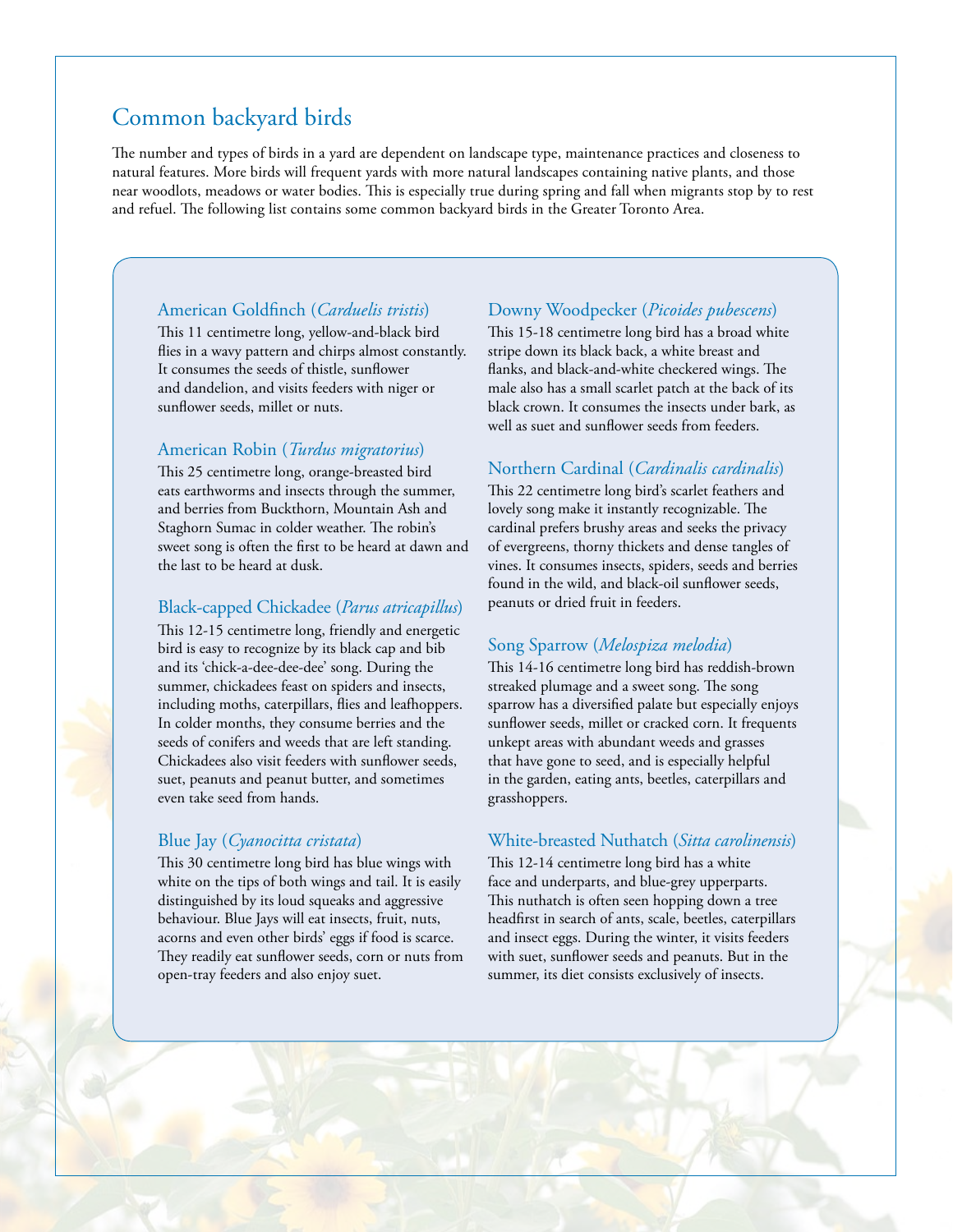# Common backyard birds

The number and types of birds in a yard are dependent on landscape type, maintenance practices and closeness to natural features. More birds will frequent yards with more natural landscapes containing native plants, and those near woodlots, meadows or water bodies. This is especially true during spring and fall when migrants stop by to rest and refuel. The following list contains some common backyard birds in the Greater Toronto Area.

### American Goldfinch (*Carduelis tristis*)

This 11 centimetre long, yellow-and-black bird flies in a wavy pattern and chirps almost constantly. It consumes the seeds of thistle, sunflower and dandelion, and visits feeders with niger or sunflower seeds, millet or nuts.

### American Robin (*Turdus migratorius*)

This 25 centimetre long, orange-breasted bird eats earthworms and insects through the summer, and berries from Buckthorn, Mountain Ash and Staghorn Sumac in colder weather. The robin's sweet song is often the first to be heard at dawn and the last to be heard at dusk.

### Black-capped Chickadee (*Parus atricapillus*)

This 12-15 centimetre long, friendly and energetic bird is easy to recognize by its black cap and bib and its 'chick-a-dee-dee-dee' song. During the summer, chickadees feast on spiders and insects, including moths, caterpillars, flies and leafhoppers. In colder months, they consume berries and the seeds of conifers and weeds that are left standing. Chickadees also visit feeders with sunflower seeds, suet, peanuts and peanut butter, and sometimes even take seed from hands.

### Blue Jay (*Cyanocitta cristata*)

This 30 centimetre long bird has blue wings with white on the tips of both wings and tail. It is easily distinguished by its loud squeaks and aggressive behaviour. Blue Jays will eat insects, fruit, nuts, acorns and even other birds' eggs if food is scarce. They readily eat sunflower seeds, corn or nuts from open-tray feeders and also enjoy suet.

### Downy Woodpecker (*Picoides pubescens*)

This 15-18 centimetre long bird has a broad white stripe down its black back, a white breast and flanks, and black-and-white checkered wings. The male also has a small scarlet patch at the back of its black crown. It consumes the insects under bark, as well as suet and sunflower seeds from feeders.

### Northern Cardinal (*Cardinalis cardinalis*)

This 22 centimetre long bird's scarlet feathers and lovely song make it instantly recognizable. The cardinal prefers brushy areas and seeks the privacy of evergreens, thorny thickets and dense tangles of vines. It consumes insects, spiders, seeds and berries found in the wild, and black-oil sunflower seeds, peanuts or dried fruit in feeders.

### Song Sparrow (*Melospiza melodia*)

This 14-16 centimetre long bird has reddish-brown streaked plumage and a sweet song. The song sparrow has a diversified palate but especially enjoys sunflower seeds, millet or cracked corn. It frequents unkept areas with abundant weeds and grasses that have gone to seed, and is especially helpful in the garden, eating ants, beetles, caterpillars and grasshoppers.

### White-breasted Nuthatch (*Sitta carolinensis*)

This 12-14 centimetre long bird has a white face and underparts, and blue-grey upperparts. This nuthatch is often seen hopping down a tree headfirst in search of ants, scale, beetles, caterpillars and insect eggs. During the winter, it visits feeders with suet, sunflower seeds and peanuts. But in the summer, its diet consists exclusively of insects.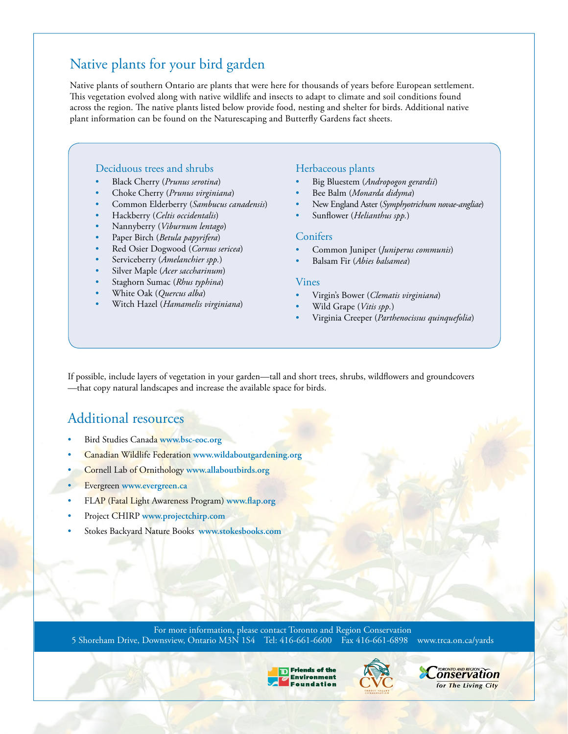## Native plants for your bird garden

Native plants of southern Ontario are plants that were here for thousands of years before European settlement. This vegetation evolved along with native wildlife and insects to adapt to climate and soil conditions found across the region. The native plants listed below provide food, nesting and shelter for birds. Additional native plant information can be found on the Naturescaping and Butterfly Gardens fact sheets.

### Deciduous trees and shrubs

- Black Cherry (*Prunus serotina*)
- Choke Cherry (*Prunus virginiana*)
- Common Elderberry (*Sambucus canadensis*)
- Hackberry (*Celtis occidentalis*)
- Nannyberry (*Viburnum lentago*)
- Paper Birch (*Betula papyrifera*)
- Red Osier Dogwood (*Cornus sericea*)
- Serviceberry (*Amelanchier spp.*)
- Silver Maple (*Acer saccharinum*)
- Staghorn Sumac (*Rhus typhina*)
- White Oak (*Quercus alba*)
- Witch Hazel (*Hamamelis virginiana*)

### Herbaceous plants

- Big Bluestem (*Andropogon gerardii*)
- Bee Balm (*Monarda didyma*)
- New England Aster (*Symphyotrichum novae-angliae*)
- Sunflower (*Helianthus spp.*)

### Conifers

- Common Juniper (*Juniperus communis*)
- Balsam Fir (*Abies balsamea*)

### Vines

- Virgin's Bower (*Clematis virginiana*)
- Wild Grape (*Vitis spp.*)
- Virginia Creeper (*Parthenocissus quinquefolia*)

If possible, include layers of vegetation in your garden—tall and short trees, shrubs, wildflowers and groundcovers—that copy natural landscapes and increase the available space for birds.

## Additional resources

- Bird Studies Canada **www.bsc-eoc.org**
- Canadian Wildlife Federation **www.wildaboutgardening.org**
- Cornell Lab of Ornithology **www.allaboutbirds.org**
- Evergreen **www.evergreen.ca**
- FLAP (Fatal Light Awareness Program) **www.flap.org**
- Project CHIRP **www.projectchirp.com**
- Stokes Backyard Nature Books **www.stokesbooks.com**

For more information, please contact Toronto and Region Conservation
5 Shoreham Drive, Downsview, Ontario M3N 1S4 Tel: 416-661-6600 Fax 416-661-6898 www.trca.on.ca/yards

TD Friends of the Environment Foundation

CVC Credit Valley Conservation

Toronto and Region Conservation for The Living City